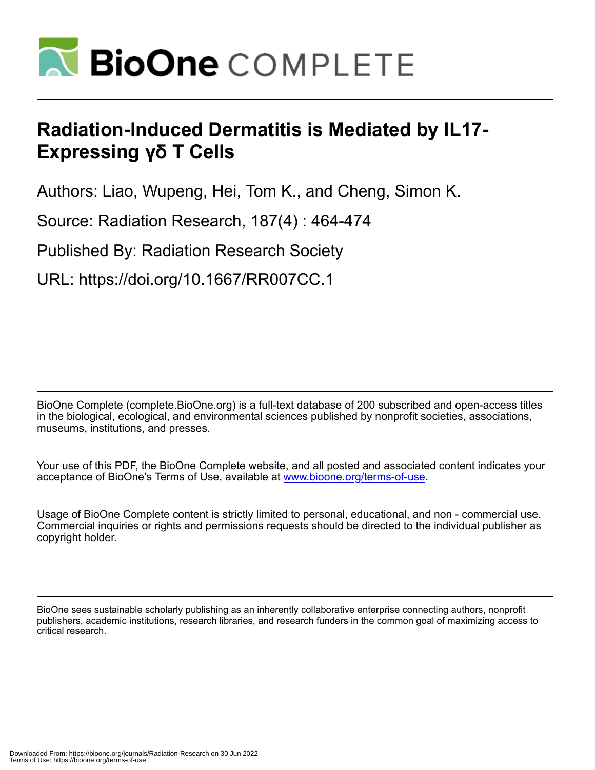# Radiation-Induced Dermatitis is Mediated by IL17-Expressing γδ T Cells

Authors: Liao, Wupeng, Hei, Tom K., and Cheng, Simon K.

Source: Radiation Research, 187(4) : 464-474

Published By: Radiation Research Society

URL: https://doi.org/10.1667/RR007CC.1

BioOne Complete (complete.BioOne.org) is a full-text database of 200 subscribed and open-access titles in the biological, ecological, and environmental sciences published by nonprofit societies, associations, museums, institutions, and presses.

Your use of this PDF, the BioOne Complete website, and all posted and associated content indicates your acceptance of BioOne's Terms of Use, available at www.bioone.org/terms-of-use.

Usage of BioOne Complete content is strictly limited to personal, educational, and non - commercial use. Commercial inquiries or rights and permissions requests should be directed to the individual publisher as copyright holder.

BioOne sees sustainable scholarly publishing as an inherently collaborative enterprise connecting authors, nonprofit publishers, academic institutions, research libraries, and research funders in the common goal of maximizing access to critical research.

Downloaded From: https://bioone.org/journals/Radiation-Research on 30 Jun 2022
Terms of Use: https://bioone.org/terms-of-use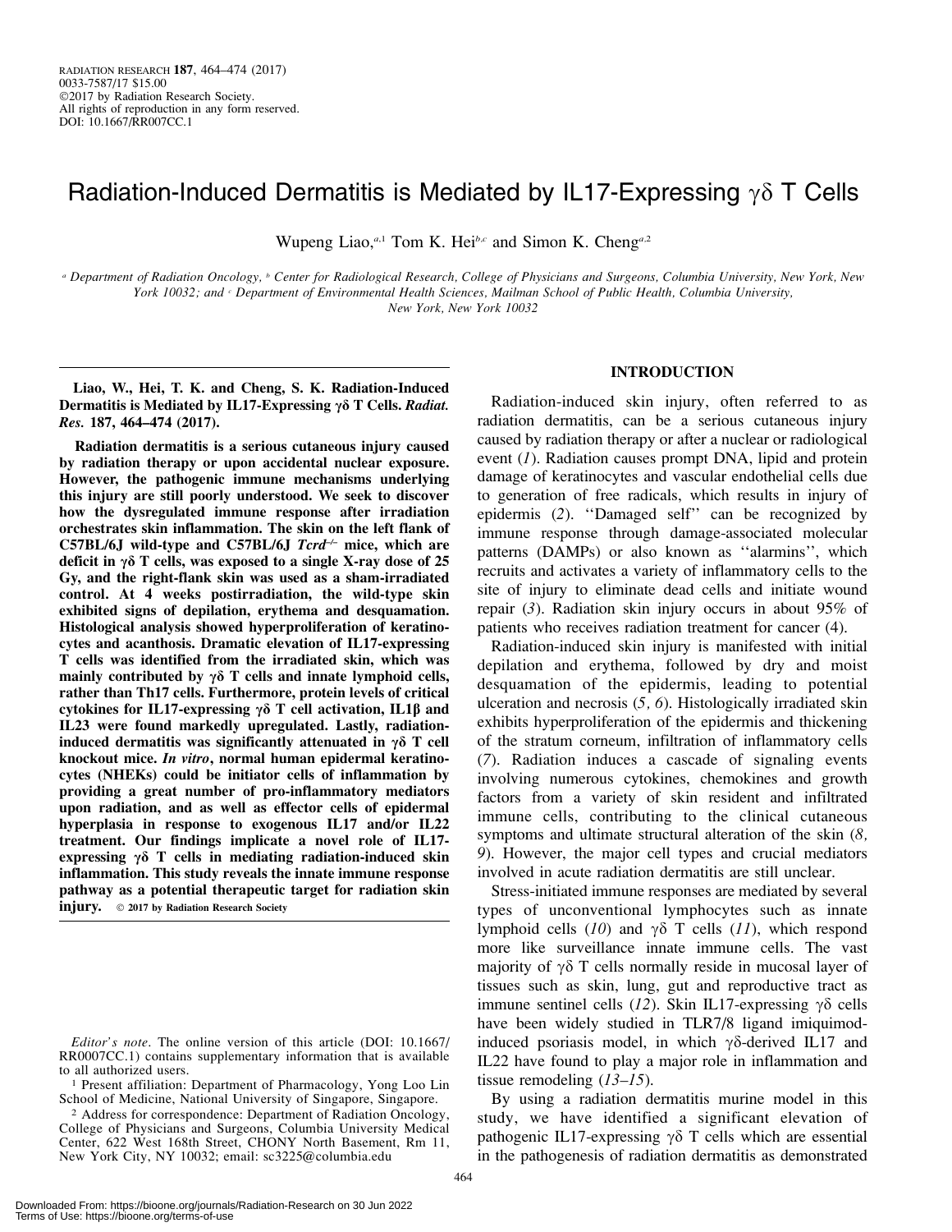# Radiation-Induced Dermatitis is Mediated by IL17-Expressing γδ T Cells

Wupeng Liao,[a,1] Tom K. Hei[b,c] and Simon K. Cheng[a,2]

[a] Department of Radiation Oncology, [b] Center for Radiological Research, College of Physicians and Surgeons, Columbia University, New York, New York 10032; and [c] Department of Environmental Health Sciences, Mailman School of Public Health, Columbia University, New York, New York 10032

**Liao, W., Hei, T. K. and Cheng, S. K. Radiation-Induced Dermatitis is Mediated by IL17-Expressing γδ T Cells. *Radiat. Res.* 187, 464–474 (2017).**

**Radiation dermatitis is a serious cutaneous injury caused by radiation therapy or upon accidental nuclear exposure. However, the pathogenic immune mechanisms underlying this injury are still poorly understood. We seek to discover how the dysregulated immune response after irradiation orchestrates skin inflammation. The skin on the left flank of C57BL/6J wild-type and C57BL/6J *Tcrd*[−/−] mice, which are deficit in γδ T cells, was exposed to a single X-ray dose of 25 Gy, and the right-flank skin was used as a sham-irradiated control. At 4 weeks postirradiation, the wild-type skin exhibited signs of depilation, erythema and desquamation. Histological analysis showed hyperproliferation of keratinocytes and acanthosis. Dramatic elevation of IL17-expressing T cells was identified from the irradiated skin, which was mainly contributed by γδ T cells and innate lymphoid cells, rather than Th17 cells. Furthermore, protein levels of critical cytokines for IL17-expressing γδ T cell activation, IL1β and IL23 were found markedly upregulated. Lastly, radiation-induced dermatitis was significantly attenuated in γδ T cell knockout mice. *In vitro*, normal human epidermal keratinocytes (NHEKs) could be initiator cells of inflammation by providing a great number of pro-inflammatory mediators upon radiation, and as well as effector cells of epidermal hyperplasia in response to exogenous IL17 and/or IL22 treatment. Our findings implicate a novel role of IL17-expressing γδ T cells in mediating radiation-induced skin inflammation. This study reveals the innate immune response pathway as a potential therapeutic target for radiation skin injury.** © 2017 by Radiation Research Society

## INTRODUCTION

Radiation-induced skin injury, often referred to as radiation dermatitis, can be a serious cutaneous injury caused by radiation therapy or after a nuclear or radiological event (*1*). Radiation causes prompt DNA, lipid and protein damage of keratinocytes and vascular endothelial cells due to generation of free radicals, which results in injury of epidermis (*2*). ''Damaged self'' can be recognized by immune response through damage-associated molecular patterns (DAMPs) or also known as ''alarmins'', which recruits and activates a variety of inflammatory cells to the site of injury to eliminate dead cells and initiate wound repair (*3*). Radiation skin injury occurs in about 95% of patients who receives radiation treatment for cancer (4).

Radiation-induced skin injury is manifested with initial depilation and erythema, followed by dry and moist desquamation of the epidermis, leading to potential ulceration and necrosis (*5, 6*). Histologically irradiated skin exhibits hyperproliferation of the epidermis and thickening of the stratum corneum, infiltration of inflammatory cells (*7*). Radiation induces a cascade of signaling events involving numerous cytokines, chemokines and growth factors from a variety of skin resident and infiltrated immune cells, contributing to the clinical cutaneous symptoms and ultimate structural alteration of the skin (*8, 9*). However, the major cell types and crucial mediators involved in acute radiation dermatitis are still unclear.

Stress-initiated immune responses are mediated by several types of unconventional lymphocytes such as innate lymphoid cells (*10*) and γδ T cells (*11*), which respond more like surveillance innate immune cells. The vast majority of γδ T cells normally reside in mucosal layer of tissues such as skin, lung, gut and reproductive tract as immune sentinel cells (*12*). Skin IL17-expressing γδ cells have been widely studied in TLR7/8 ligand imiquimod-induced psoriasis model, in which γδ-derived IL17 and IL22 have found to play a major role in inflammation and tissue remodeling (*13–15*).

By using a radiation dermatitis murine model in this study, we have identified a significant elevation of pathogenic IL17-expressing γδ T cells which are essential in the pathogenesis of radiation dermatitis as demonstrated

*Editor's note*. The online version of this article (DOI: 10.1667/RR0007CC.1) contains supplementary information that is available to all authorized users.

[1] Present affiliation: Department of Pharmacology, Yong Loo Lin School of Medicine, National University of Singapore, Singapore.

[2] Address for correspondence: Department of Radiation Oncology, College of Physicians and Surgeons, Columbia University Medical Center, 622 West 168th Street, CHONY North Basement, Rm 11, New York City, NY 10032; email: sc3225@columbia.edu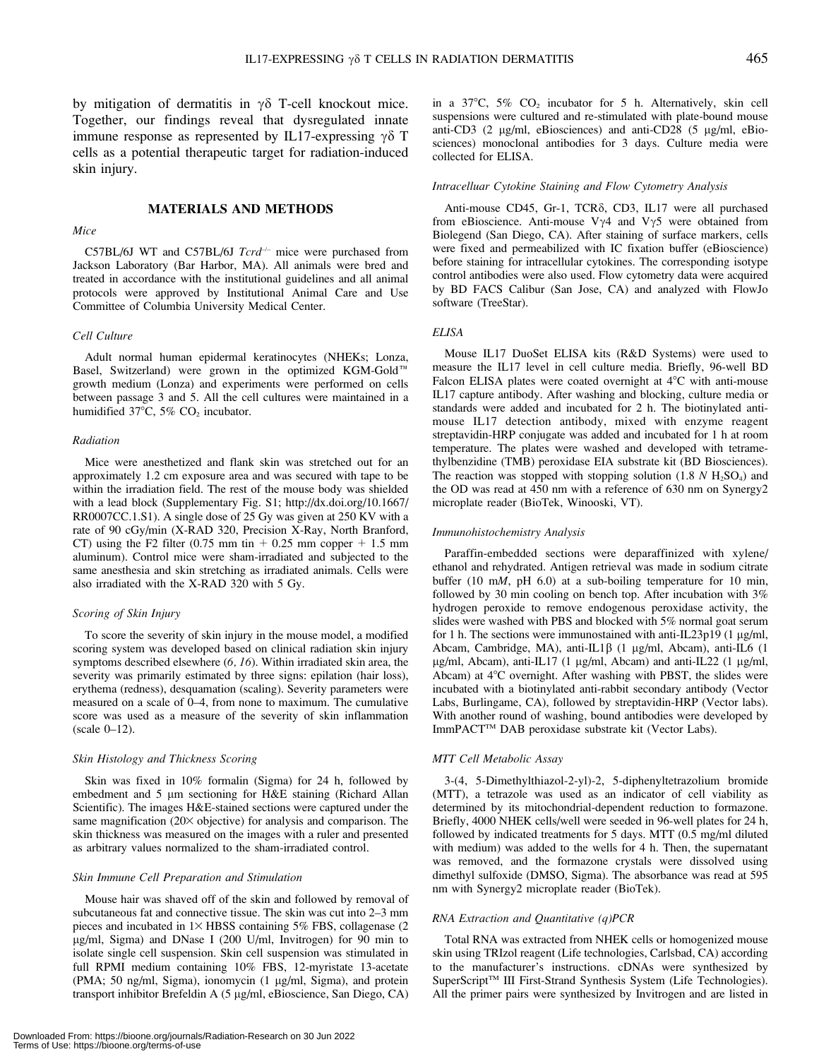by mitigation of dermatitis in γδ T-cell knockout mice. Together, our findings reveal that dysregulated innate immune response as represented by IL17-expressing γδ T cells as a potential therapeutic target for radiation-induced skin injury.

## MATERIALS AND METHODS

### *Mice*

C57BL/6J WT and C57BL/6J $Tcrd^{-/-}$ mice were purchased from Jackson Laboratory (Bar Harbor, MA). All animals were bred and treated in accordance with the institutional guidelines and all animal protocols were approved by Institutional Animal Care and Use Committee of Columbia University Medical Center.

### *Cell Culture*

Adult normal human epidermal keratinocytes (NHEKs; Lonza, Basel, Switzerland) were grown in the optimized KGM-Gold™ growth medium (Lonza) and experiments were performed on cells between passage 3 and 5. All the cell cultures were maintained in a humidified 37°C, 5% $CO_2$ incubator.

### *Radiation*

Mice were anesthetized and flank skin was stretched out for an approximately 1.2 cm exposure area and was secured with tape to be within the irradiation field. The rest of the mouse body was shielded with a lead block (Supplementary Fig. S1; http://dx.doi.org/10.1667/RR0007CC.1.S1). A single dose of 25 Gy was given at 250 KV with a rate of 90 cGy/min (X-RAD 320, Precision X-Ray, North Branford, CT) using the F2 filter (0.75 mm tin + 0.25 mm copper + 1.5 mm aluminum). Control mice were sham-irradiated and subjected to the same anesthesia and skin stretching as irradiated animals. Cells were also irradiated with the X-RAD 320 with 5 Gy.

### *Scoring of Skin Injury*

To score the severity of skin injury in the mouse model, a modified scoring system was developed based on clinical radiation skin injury symptoms described elsewhere (*6, 16*). Within irradiated skin area, the severity was primarily estimated by three signs: epilation (hair loss), erythema (redness), desquamation (scaling). Severity parameters were measured on a scale of 0–4, from none to maximum. The cumulative score was used as a measure of the severity of skin inflammation (scale 0–12).

### *Skin Histology and Thickness Scoring*

Skin was fixed in 10% formalin (Sigma) for 24 h, followed by embedment and 5 μm sectioning for H&E staining (Richard Allan Scientific). The images H&E-stained sections were captured under the same magnification (20× objective) for analysis and comparison. The skin thickness was measured on the images with a ruler and presented as arbitrary values normalized to the sham-irradiated control.

### *Skin Immune Cell Preparation and Stimulation*

Mouse hair was shaved off of the skin and followed by removal of subcutaneous fat and connective tissue. The skin was cut into 2–3 mm pieces and incubated in 1× HBSS containing 5% FBS, collagenase (2 μg/ml, Sigma) and DNase I (200 U/ml, Invitrogen) for 90 min to isolate single cell suspension. Skin cell suspension was stimulated in full RPMI medium containing 10% FBS, 12-myristate 13-acetate (PMA; 50 ng/ml, Sigma), ionomycin (1 μg/ml, Sigma), and protein transport inhibitor Brefeldin A (5 μg/ml, eBioscience, San Diego, CA) in a 37°C, 5% $CO_2$ incubator for 5 h. Alternatively, skin cell suspensions were cultured and re-stimulated with plate-bound mouse anti-CD3 (2 μg/ml, eBiosciences) and anti-CD28 (5 μg/ml, eBiosciences) monoclonal antibodies for 3 days. Culture media were collected for ELISA.

### *Intracelluar Cytokine Staining and Flow Cytometry Analysis*

Anti-mouse CD45, Gr-1, TCRδ, CD3, IL17 were all purchased from eBioscience. Anti-mouse Vγ4 and Vγ5 were obtained from Biolegend (San Diego, CA). After staining of surface markers, cells were fixed and permeabilized with IC fixation buffer (eBioscience) before staining for intracellular cytokines. The corresponding isotype control antibodies were also used. Flow cytometry data were acquired by BD FACS Calibur (San Jose, CA) and analyzed with FlowJo software (TreeStar).

### *ELISA*

Mouse IL17 DuoSet ELISA kits (R&D Systems) were used to measure the IL17 level in cell culture media. Briefly, 96-well BD Falcon ELISA plates were coated overnight at 4°C with anti-mouse IL17 capture antibody. After washing and blocking, culture media or standards were added and incubated for 2 h. The biotinylated anti-mouse IL17 detection antibody, mixed with enzyme reagent streptavidin-HRP conjugate was added and incubated for 1 h at room temperature. The plates were washed and developed with tetramethylbenzidine (TMB) peroxidase EIA substrate kit (BD Biosciences). The reaction was stopped with stopping solution (1.8 *N* $H_2SO_4$) and the OD was read at 450 nm with a reference of 630 nm on Synergy2 microplate reader (BioTek, Winooski, VT).

### *Immunohistochemistry Analysis*

Paraffin-embedded sections were deparaffinized with xylene/ethanol and rehydrated. Antigen retrieval was made in sodium citrate buffer (10 m*M*, pH 6.0) at a sub-boiling temperature for 10 min, followed by 30 min cooling on bench top. After incubation with 3% hydrogen peroxide to remove endogenous peroxidase activity, the slides were washed with PBS and blocked with 5% normal goat serum for 1 h. The sections were immunostained with anti-IL23p19 (1 μg/ml, Abcam, Cambridge, MA), anti-IL1β (1 μg/ml, Abcam), anti-IL6 (1 μg/ml, Abcam), anti-IL17 (1 μg/ml, Abcam) and anti-IL22 (1 μg/ml, Abcam) at 4°C overnight. After washing with PBST, the slides were incubated with a biotinylated anti-rabbit secondary antibody (Vector Labs, Burlingame, CA), followed by streptavidin-HRP (Vector labs). With another round of washing, bound antibodies were developed by ImmPACT™ DAB peroxidase substrate kit (Vector Labs).

### *MTT Cell Metabolic Assay*

3-(4, 5-Dimethylthiazol-2-yl)-2, 5-diphenyltetrazolium bromide (MTT), a tetrazole was used as an indicator of cell viability as determined by its mitochondrial-dependent reduction to formazone. Briefly, 4000 NHEK cells/well were seeded in 96-well plates for 24 h, followed by indicated treatments for 5 days. MTT (0.5 mg/ml diluted with medium) was added to the wells for 4 h. Then, the supernatant was removed, and the formazone crystals were dissolved using dimethyl sulfoxide (DMSO, Sigma). The absorbance was read at 595 nm with Synergy2 microplate reader (BioTek).

### *RNA Extraction and Quantitative (q)PCR*

Total RNA was extracted from NHEK cells or homogenized mouse skin using TRIzol reagent (Life technologies, Carlsbad, CA) according to the manufacturer's instructions. cDNAs were synthesized by SuperScript™ III First-Strand Synthesis System (Life Technologies). All the primer pairs were synthesized by Invitrogen and are listed in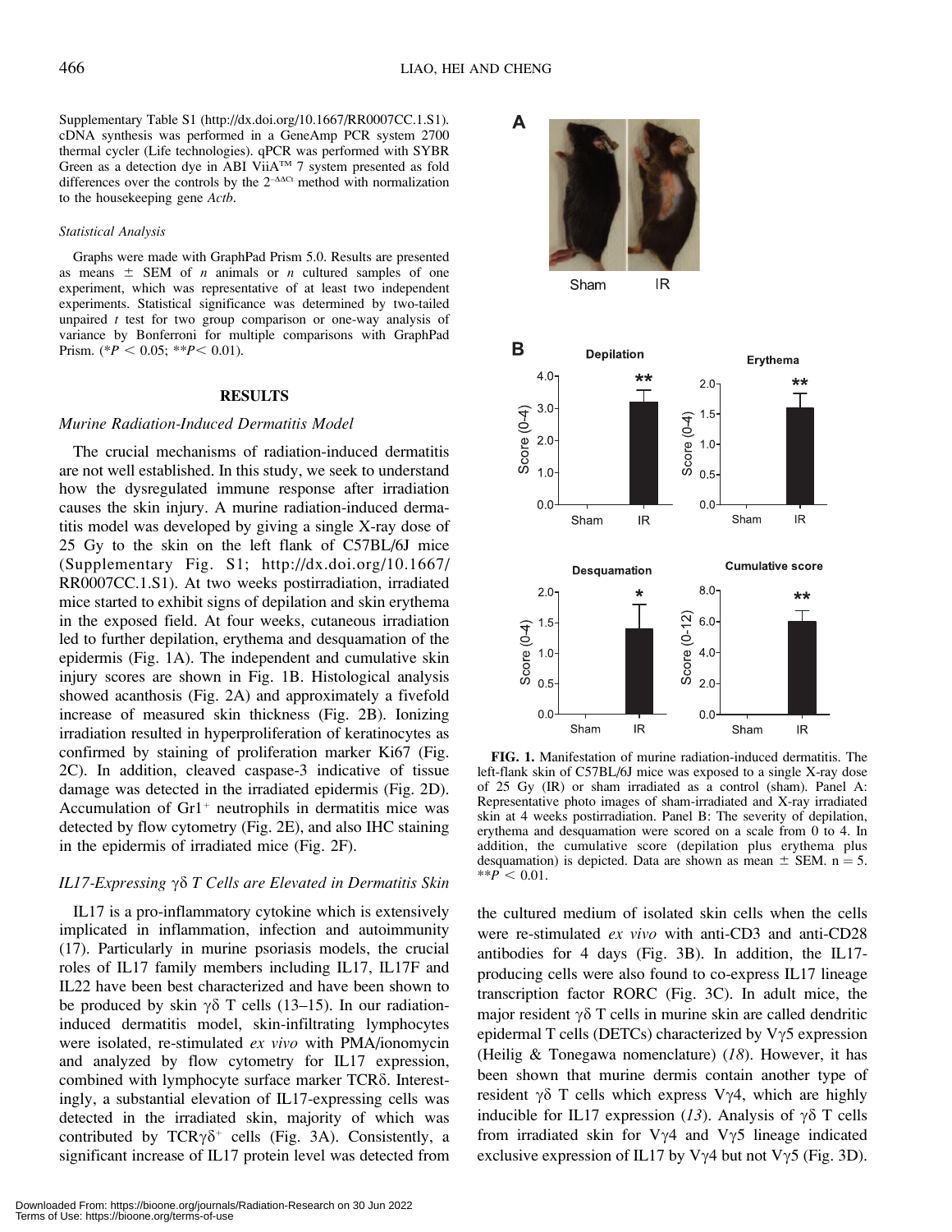Supplementary Table S1 (http://dx.doi.org/10.1667/RR0007CC.1.S1). cDNA synthesis was performed in a GeneAmp PCR system 2700 thermal cycler (Life technologies). qPCR was performed with SYBR Green as a detection dye in ABI ViiA™ 7 system presented as fold differences over the controls by the $2^{-\Delta\Delta Ct}$ method with normalization to the housekeeping gene *Actb*.

### *Statistical Analysis*

Graphs were made with GraphPad Prism 5.0. Results are presented as means ± SEM of *n* animals or *n* cultured samples of one experiment, which was representative of at least two independent experiments. Statistical significance was determined by two-tailed unpaired *t* test for two group comparison or one-way analysis of variance by Bonferroni for multiple comparisons with GraphPad Prism. ($*P < 0.05$; $**P < 0.01$).

## RESULTS

### *Murine Radiation-Induced Dermatitis Model*

The crucial mechanisms of radiation-induced dermatitis are not well established. In this study, we seek to understand how the dysregulated immune response after irradiation causes the skin injury. A murine radiation-induced dermatitis model was developed by giving a single X-ray dose of 25 Gy to the skin on the left flank of C57BL/6J mice (Supplementary Fig. S1; http://dx.doi.org/10.1667/RR0007CC.1.S1). At two weeks postirradiation, irradiated mice started to exhibit signs of depilation and skin erythema in the exposed field. At four weeks, cutaneous irradiation led to further depilation, erythema and desquamation of the epidermis (Fig. 1A). The independent and cumulative skin injury scores are shown in Fig. 1B. Histological analysis showed acanthosis (Fig. 2A) and approximately a fivefold increase of measured skin thickness (Fig. 2B). Ionizing irradiation resulted in hyperproliferation of keratinocytes as confirmed by staining of proliferation marker Ki67 (Fig. 2C). In addition, cleaved caspase-3 indicative of tissue damage was detected in the irradiated epidermis (Fig. 2D). Accumulation of $Gr1^+$ neutrophils in dermatitis mice was detected by flow cytometry (Fig. 2E), and also IHC staining in the epidermis of irradiated mice (Fig. 2F).

### *IL17-Expressing γδ T Cells are Elevated in Dermatitis Skin*

IL17 is a pro-inflammatory cytokine which is extensively implicated in inflammation, infection and autoimmunity (*17*). Particularly in murine psoriasis models, the crucial roles of IL17 family members including IL17, IL17F and IL22 have been best characterized and have been shown to be produced by skin γδ T cells (*13–15*). In our radiation-induced dermatitis model, skin-infiltrating lymphocytes were isolated, re-stimulated *ex vivo* with PMA/ionomycin and analyzed by flow cytometry for IL17 expression, combined with lymphocyte surface marker TCRδ. Interestingly, a substantial elevation of IL17-expressing cells was detected in the irradiated skin, majority of which was contributed by $TCR\gamma\delta^+$ cells (Fig. 3A). Consistently, a significant increase of IL17 protein level was detected from the cultured medium of isolated skin cells when the cells were re-stimulated *ex vivo* with anti-CD3 and anti-CD28 antibodies for 4 days (Fig. 3B). In addition, the IL17-producing cells were also found to co-express IL17 lineage transcription factor RORC (Fig. 3C). In adult mice, the major resident γδ T cells in murine skin are called dendritic epidermal T cells (DETCs) characterized by Vγ5 expression (Heilig & Tonegawa nomenclature) (*18*). However, it has been shown that murine dermis contain another type of resident γδ T cells which express Vγ4, which are highly inducible for IL17 expression (*13*). Analysis of γδ T cells from irradiated skin for Vγ4 and Vγ5 lineage indicated exclusive expression of IL17 by Vγ4 but not Vγ5 (Fig. 3D).

**FIG. 1.** Manifestation of murine radiation-induced dermatitis. The left-flank skin of C57BL/6J mice was exposed to a single X-ray dose of 25 Gy (IR) or sham irradiated as a control (sham). Panel A: Representative photo images of sham-irradiated and X-ray irradiated skin at 4 weeks postirradiation. Panel B: The severity of depilation, erythema and desquamation were scored on a scale from 0 to 4. In addition, the cumulative score (depilation plus erythema plus desquamation) is depicted. Data are shown as mean ± SEM. n = 5. $**P < 0.01$.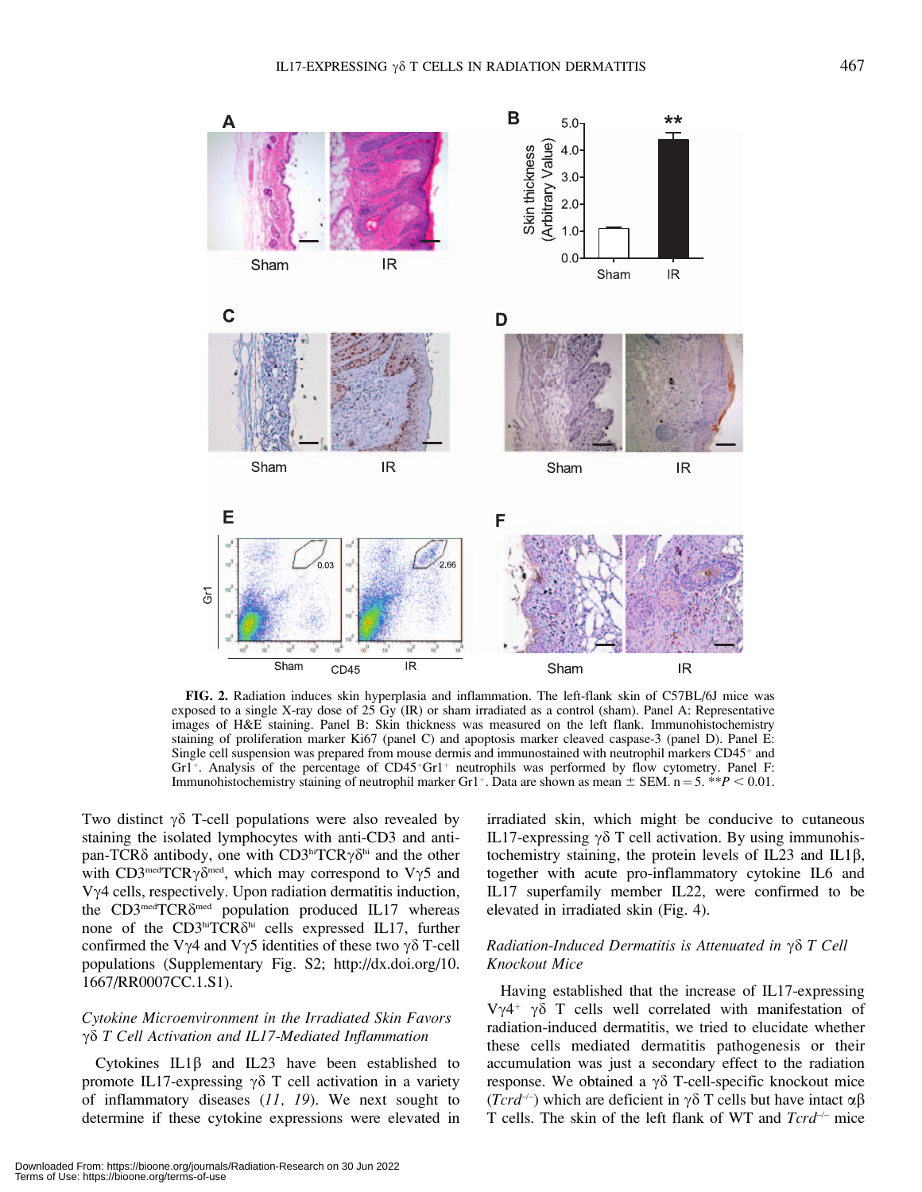**FIG. 2.** Radiation induces skin hyperplasia and inflammation. The left-flank skin of C57BL/6J mice was exposed to a single X-ray dose of 25 Gy (IR) or sham irradiated as a control (sham). Panel A: Representative images of H&E staining. Panel B: Skin thickness was measured on the left flank. Immunohistochemistry staining of proliferation marker Ki67 (panel C) and apoptosis marker cleaved caspase-3 (panel D). Panel E: Single cell suspension was prepared from mouse dermis and immunostained with neutrophil markers CD45$^+$ and Gr1$^+$. Analysis of the percentage of CD45$^+$Gr1$^+$ neutrophils was performed by flow cytometry. Panel F: Immunohistochemistry staining of neutrophil marker Gr1$^+$. Data are shown as mean ± SEM. n = 5. $^{**}P < 0.01$.

Two distinct γδ T-cell populations were also revealed by staining the isolated lymphocytes with anti-CD3 and anti-pan-TCRδ antibody, one with CD3$^{hi}$TCRγδ$^{hi}$ and the other with CD3$^{med}$TCRγδ$^{med}$, which may correspond to Vγ5 and Vγ4 cells, respectively. Upon radiation dermatitis induction, the CD3$^{med}$TCRδ$^{med}$ population produced IL17 whereas none of the CD3$^{hi}$TCRδ$^{hi}$ cells expressed IL17, further confirmed the Vγ4 and Vγ5 identities of these two γδ T-cell populations (Supplementary Fig. S2; http://dx.doi.org/10.1667/RR0007CC.1.S1).

### *Cytokine Microenvironment in the Irradiated Skin Favors γδ T Cell Activation and IL17-Mediated Inflammation*

Cytokines IL1β and IL23 have been established to promote IL17-expressing γδ T cell activation in a variety of inflammatory diseases (*11, 19*). We next sought to determine if these cytokine expressions were elevated in irradiated skin, which might be conducive to cutaneous IL17-expressing γδ T cell activation. By using immunohistochemistry staining, the protein levels of IL23 and IL1β, together with acute pro-inflammatory cytokine IL6 and IL17 superfamily member IL22, were confirmed to be elevated in irradiated skin (Fig. 4).

### *Radiation-Induced Dermatitis is Attenuated in γδ T Cell Knockout Mice*

Having established that the increase of IL17-expressing Vγ4$^+$ γδ T cells well correlated with manifestation of radiation-induced dermatitis, we tried to elucidate whether these cells mediated dermatitis pathogenesis or their accumulation was just a secondary effect to the radiation response. We obtained a γδ T-cell-specific knockout mice (*Tcrd*$^{-/-}$) which are deficient in γδ T cells but have intact αβ T cells. The skin of the left flank of WT and *Tcrd*$^{-/-}$ mice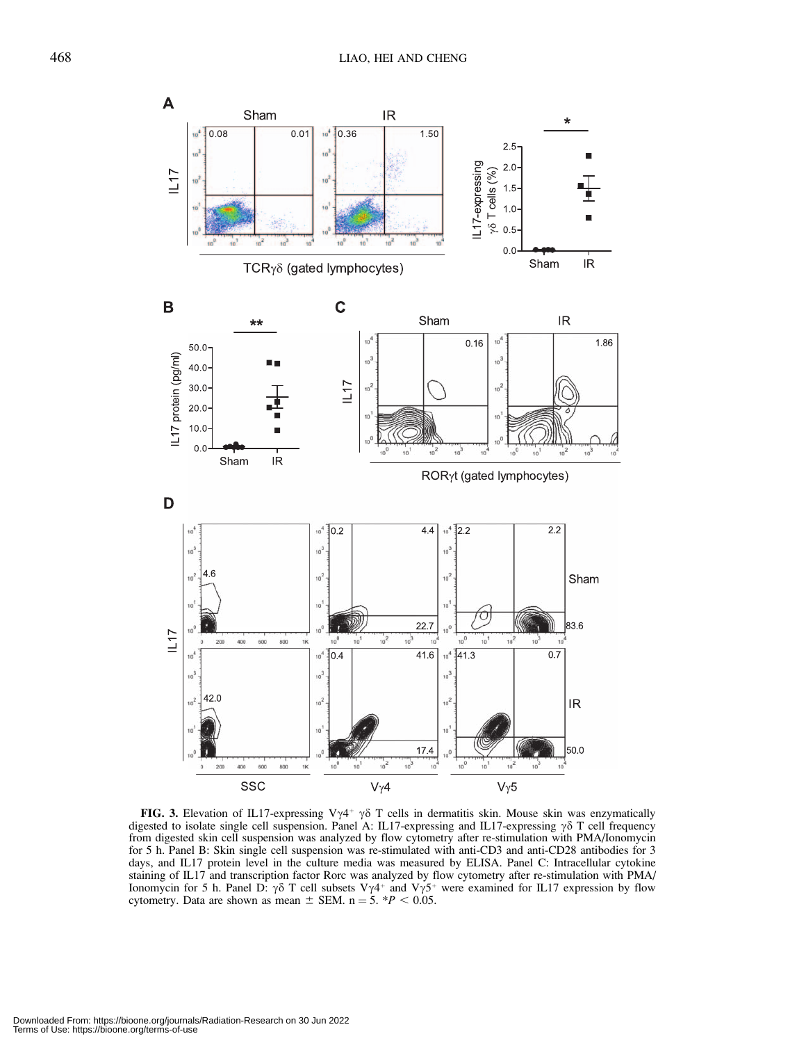**FIG. 3.** Elevation of IL17-expressing $V\gamma4^{+}$ $\gamma\delta$ T cells in dermatitis skin. Mouse skin was enzymatically digested to isolate single cell suspension. Panel A: IL17-expressing and IL17-expressing $\gamma\delta$ T cell frequency from digested skin cell suspension was analyzed by flow cytometry after re-stimulation with PMA/Ionomycin for 5 h. Panel B: Skin single cell suspension was re-stimulated with anti-CD3 and anti-CD28 antibodies for 3 days, and IL17 protein level in the culture media was measured by ELISA. Panel C: Intracellular cytokine staining of IL17 and transcription factor Rorc was analyzed by flow cytometry after re-stimulation with PMA/Ionomycin for 5 h. Panel D: $\gamma\delta$ T cell subsets $V\gamma4^{+}$ and $V\gamma5^{+}$ were examined for IL17 expression by flow cytometry. Data are shown as mean $\pm$ SEM. n = 5. \*$P < 0.05$.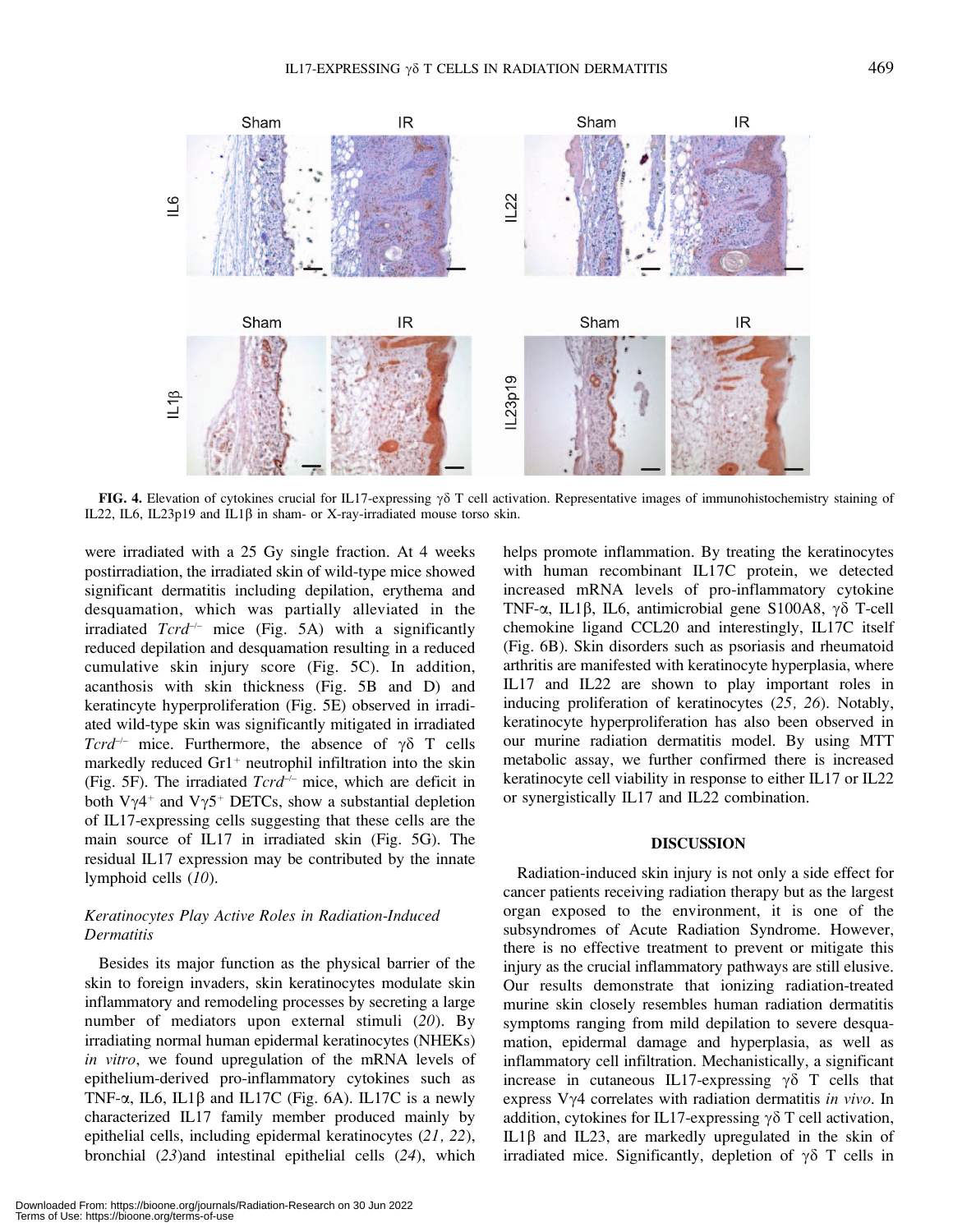FIG. 4. Elevation of cytokines crucial for IL17-expressing γδ T cell activation. Representative images of immunohistochemistry staining of IL22, IL6, IL23p19 and IL1β in sham- or X-ray-irradiated mouse torso skin.

were irradiated with a 25 Gy single fraction. At 4 weeks postirradiation, the irradiated skin of wild-type mice showed significant dermatitis including depilation, erythema and desquamation, which was partially alleviated in the irradiated *Tcrd*$^{-/-}$ mice (Fig. 5A) with a significantly reduced depilation and desquamation resulting in a reduced cumulative skin injury score (Fig. 5C). In addition, acanthosis with skin thickness (Fig. 5B and D) and keratincyte hyperproliferation (Fig. 5E) observed in irradiated wild-type skin was significantly mitigated in irradiated *Tcrd*$^{-/-}$ mice. Furthermore, the absence of γδ T cells markedly reduced Gr1$^{+}$ neutrophil infiltration into the skin (Fig. 5F). The irradiated *Tcrd*$^{-/-}$ mice, which are deficit in both Vγ4$^{+}$ and Vγ5$^{+}$ DETCs, show a substantial depletion of IL17-expressing cells suggesting that these cells are the main source of IL17 in irradiated skin (Fig. 5G). The residual IL17 expression may be contributed by the innate lymphoid cells (*10*).

### *Keratinocytes Play Active Roles in Radiation-Induced Dermatitis*

Besides its major function as the physical barrier of the skin to foreign invaders, skin keratinocytes modulate skin inflammatory and remodeling processes by secreting a large number of mediators upon external stimuli (*20*). By irradiating normal human epidermal keratinocytes (NHEKs) *in vitro*, we found upregulation of the mRNA levels of epithelium-derived pro-inflammatory cytokines such as TNF-α, IL6, IL1β and IL17C (Fig. 6A). IL17C is a newly characterized IL17 family member produced mainly by epithelial cells, including epidermal keratinocytes (*21, 22*), bronchial (*23*)and intestinal epithelial cells (*24*), which helps promote inflammation. By treating the keratinocytes with human recombinant IL17C protein, we detected increased mRNA levels of pro-inflammatory cytokine TNF-α, IL1β, IL6, antimicrobial gene S100A8, γδ T-cell chemokine ligand CCL20 and interestingly, IL17C itself (Fig. 6B). Skin disorders such as psoriasis and rheumatoid arthritis are manifested with keratinocyte hyperplasia, where IL17 and IL22 are shown to play important roles in inducing proliferation of keratinocytes (*25, 26*). Notably, keratinocyte hyperproliferation has also been observed in our murine radiation dermatitis model. By using MTT metabolic assay, we further confirmed there is increased keratinocyte cell viability in response to either IL17 or IL22 or synergistically IL17 and IL22 combination.

## DISCUSSION

Radiation-induced skin injury is not only a side effect for cancer patients receiving radiation therapy but as the largest organ exposed to the environment, it is one of the subsyndromes of Acute Radiation Syndrome. However, there is no effective treatment to prevent or mitigate this injury as the crucial inflammatory pathways are still elusive. Our results demonstrate that ionizing radiation-treated murine skin closely resembles human radiation dermatitis symptoms ranging from mild depilation to severe desquamation, epidermal damage and hyperplasia, as well as inflammatory cell infiltration. Mechanistically, a significant increase in cutaneous IL17-expressing γδ T cells that express Vγ4 correlates with radiation dermatitis *in vivo*. In addition, cytokines for IL17-expressing γδ T cell activation, IL1β and IL23, are markedly upregulated in the skin of irradiated mice. Significantly, depletion of γδ T cells in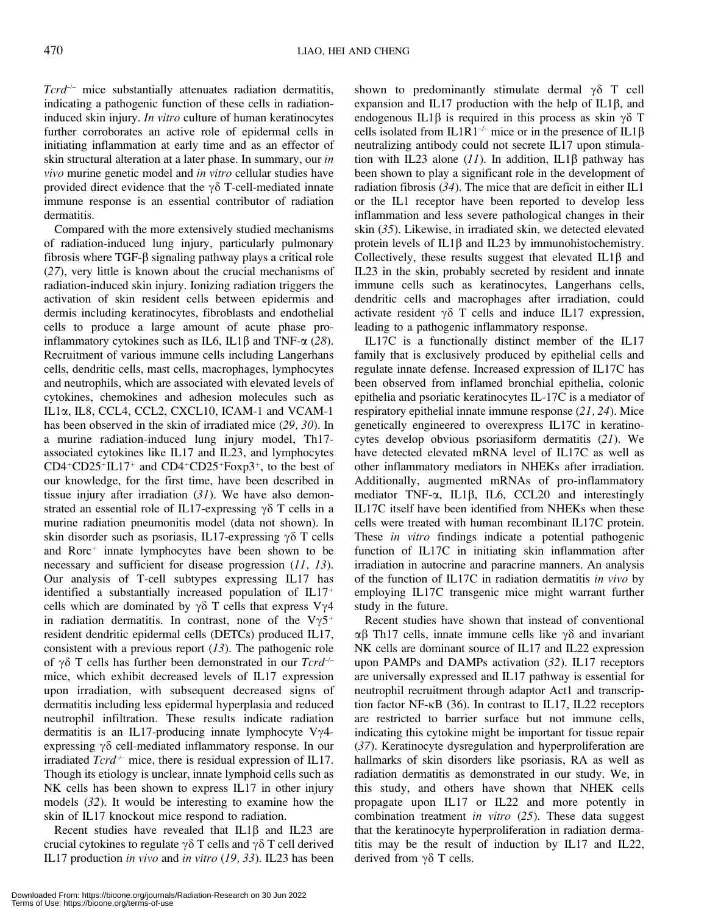$Tcrd^{-/-}$ mice substantially attenuates radiation dermatitis, indicating a pathogenic function of these cells in radiation-induced skin injury. *In vitro* culture of human keratinocytes further corroborates an active role of epidermal cells in initiating inflammation at early time and as an effector of skin structural alteration at a later phase. In summary, our *in vivo* murine genetic model and *in vitro* cellular studies have provided direct evidence that the γδ T-cell-mediated innate immune response is an essential contributor of radiation dermatitis.

Compared with the more extensively studied mechanisms of radiation-induced lung injury, particularly pulmonary fibrosis where TGF-β signaling pathway plays a critical role (*27*), very little is known about the crucial mechanisms of radiation-induced skin injury. Ionizing radiation triggers the activation of skin resident cells between epidermis and dermis including keratinocytes, fibroblasts and endothelial cells to produce a large amount of acute phase pro-inflammatory cytokines such as IL6, IL1β and TNF-α (*28*). Recruitment of various immune cells including Langerhans cells, dendritic cells, mast cells, macrophages, lymphocytes and neutrophils, which are associated with elevated levels of cytokines, chemokines and adhesion molecules such as IL1α, IL8, CCL4, CCL2, CXCL10, ICAM-1 and VCAM-1 has been observed in the skin of irradiated mice (*29, 30*). In a murine radiation-induced lung injury model, Th17-associated cytokines like IL17 and IL23, and lymphocytes $CD4^+CD25^+IL17^+$ and $CD4^+CD25^+Foxp3^+$, to the best of our knowledge, for the first time, have been described in tissue injury after irradiation (*31*). We have also demonstrated an essential role of IL17-expressing γδ T cells in a murine radiation pneumonitis model (data not shown). In skin disorder such as psoriasis, IL17-expressing γδ T cells and $Rorc^+$ innate lymphocytes have been shown to be necessary and sufficient for disease progression (*11, 13*). Our analysis of T-cell subtypes expressing IL17 has identified a substantially increased population of $IL17^+$ cells which are dominated by γδ T cells that express Vγ4 in radiation dermatitis. In contrast, none of the $V\gamma5^+$ resident dendritic epidermal cells (DETCs) produced IL17, consistent with a previous report (*13*). The pathogenic role of γδ T cells has further been demonstrated in our $Tcrd^{-/-}$ mice, which exhibit decreased levels of IL17 expression upon irradiation, with subsequent decreased signs of dermatitis including less epidermal hyperplasia and reduced neutrophil infiltration. These results indicate radiation dermatitis is an IL17-producing innate lymphocyte Vγ4-expressing γδ cell-mediated inflammatory response. In our irradiated $Tcrd^{-/-}$ mice, there is residual expression of IL17. Though its etiology is unclear, innate lymphoid cells such as NK cells has been shown to express IL17 in other injury models (*32*). It would be interesting to examine how the skin of IL17 knockout mice respond to radiation.

Recent studies have revealed that IL1β and IL23 are crucial cytokines to regulate γδ T cells and γδ T cell derived IL17 production *in vivo* and *in vitro* (*19, 33*). IL23 has been shown to predominantly stimulate dermal γδ T cell expansion and IL17 production with the help of IL1β, and endogenous IL1β is required in this process as skin γδ T cells isolated from $IL1R1^{-/-}$ mice or in the presence of IL1β neutralizing antibody could not secrete IL17 upon stimulation with IL23 alone (*11*). In addition, IL1β pathway has been shown to play a significant role in the development of radiation fibrosis (*34*). The mice that are deficit in either IL1 or the IL1 receptor have been reported to develop less inflammation and less severe pathological changes in their skin (*35*). Likewise, in irradiated skin, we detected elevated protein levels of IL1β and IL23 by immunohistochemistry. Collectively, these results suggest that elevated IL1β and IL23 in the skin, probably secreted by resident and innate immune cells such as keratinocytes, Langerhans cells, dendritic cells and macrophages after irradiation, could activate resident γδ T cells and induce IL17 expression, leading to a pathogenic inflammatory response.

IL17C is a functionally distinct member of the IL17 family that is exclusively produced by epithelial cells and regulate innate defense. Increased expression of IL17C has been observed from inflamed bronchial epithelia, colonic epithelia and psoriatic keratinocytes IL-17C is a mediator of respiratory epithelial innate immune response (*21, 24*). Mice genetically engineered to overexpress IL17C in keratinocytes develop obvious psoriasiform dermatitis (*21*). We have detected elevated mRNA level of IL17C as well as other inflammatory mediators in NHEKs after irradiation. Additionally, augmented mRNAs of pro-inflammatory mediator TNF-α, IL1β, IL6, CCL20 and interestingly IL17C itself have been identified from NHEKs when these cells were treated with human recombinant IL17C protein. These *in vitro* findings indicate a potential pathogenic function of IL17C in initiating skin inflammation after irradiation in autocrine and paracrine manners. An analysis of the function of IL17C in radiation dermatitis *in vivo* by employing IL17C transgenic mice might warrant further study in the future.

Recent studies have shown that instead of conventional αβ Th17 cells, innate immune cells like γδ and invariant NK cells are dominant source of IL17 and IL22 expression upon PAMPs and DAMPs activation (*32*). IL17 receptors are universally expressed and IL17 pathway is essential for neutrophil recruitment through adaptor Act1 and transcription factor NF-κB (36). In contrast to IL17, IL22 receptors are restricted to barrier surface but not immune cells, indicating this cytokine might be important for tissue repair (*37*). Keratinocyte dysregulation and hyperproliferation are hallmarks of skin disorders like psoriasis, RA as well as radiation dermatitis as demonstrated in our study. We, in this study, and others have shown that NHEK cells propagate upon IL17 or IL22 and more potently in combination treatment *in vitro* (*25*). These data suggest that the keratinocyte hyperproliferation in radiation dermatitis may be the result of induction by IL17 and IL22, derived from γδ T cells.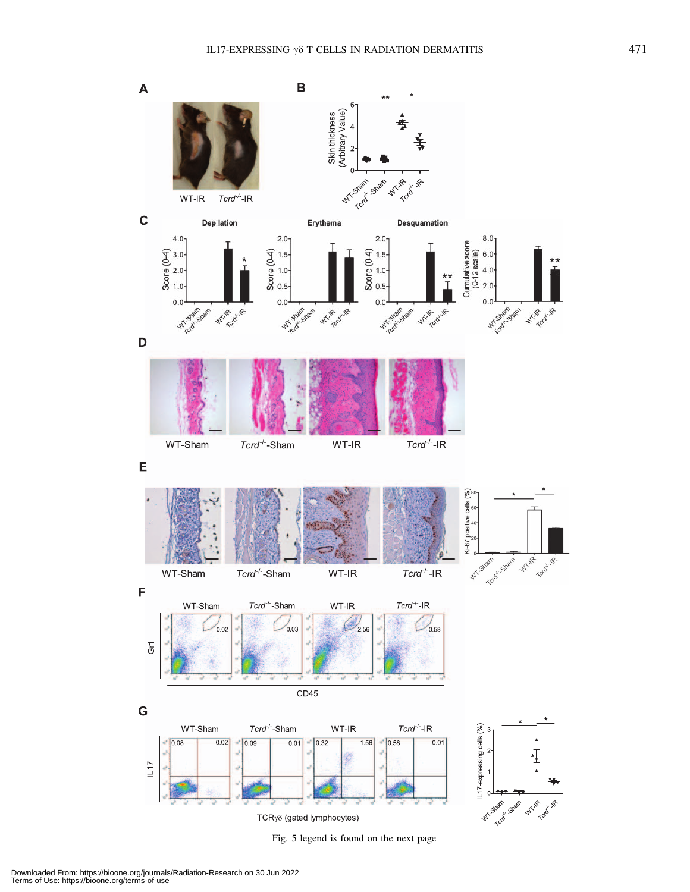Fig. 5 legend is found on the next page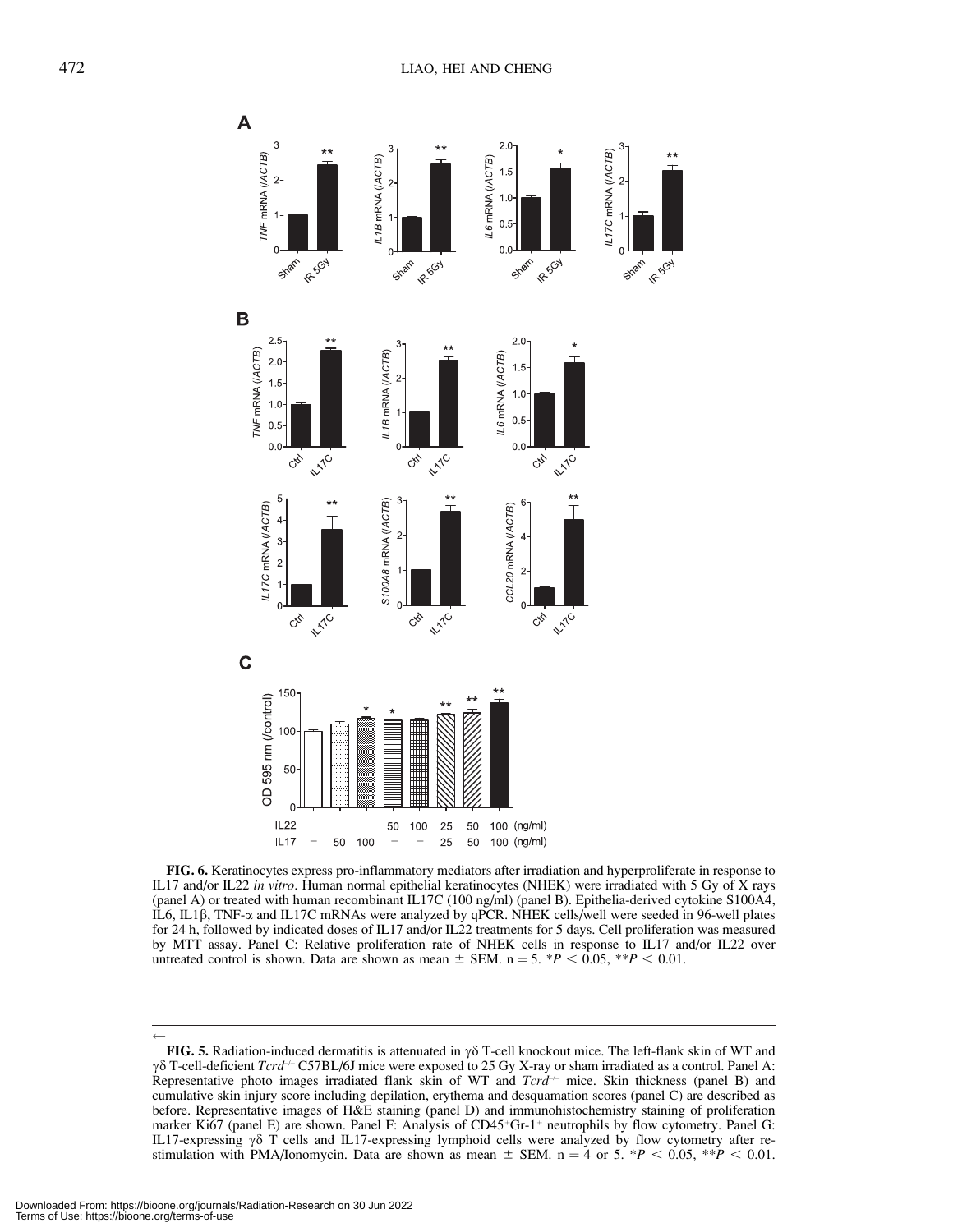**FIG. 6.** Keratinocytes express pro-inflammatory mediators after irradiation and hyperproliferate in response to IL17 and/or IL22 *in vitro*. Human normal epithelial keratinocytes (NHEK) were irradiated with 5 Gy of X rays (panel A) or treated with human recombinant IL17C (100 ng/ml) (panel B). Epithelia-derived cytokine S100A4, IL6, IL1β, TNF-α and IL17C mRNAs were analyzed by qPCR. NHEK cells/well were seeded in 96-well plates for 24 h, followed by indicated doses of IL17 and/or IL22 treatments for 5 days. Cell proliferation was measured by MTT assay. Panel C: Relative proliferation rate of NHEK cells in response to IL17 and/or IL22 over untreated control is shown. Data are shown as mean ± SEM. n = 5. $*P < 0.05$, $**P < 0.01$.

←

**FIG. 5.** Radiation-induced dermatitis is attenuated in γδ T-cell knockout mice. The left-flank skin of WT and γδ T-cell-deficient $Tcrd^{-/-}$ C57BL/6J mice were exposed to 25 Gy X-ray or sham irradiated as a control. Panel A: Representative photo images irradiated flank skin of WT and $Tcrd^{-/-}$ mice. Skin thickness (panel B) and cumulative skin injury score including depilation, erythema and desquamation scores (panel C) are described as before. Representative images of H&E staining (panel D) and immunohistochemistry staining of proliferation marker Ki67 (panel E) are shown. Panel F: Analysis of $CD45^{+}Gr\text{-}1^{+}$ neutrophils by flow cytometry. Panel G: IL17-expressing γδ T cells and IL17-expressing lymphoid cells were analyzed by flow cytometry after re-stimulation with PMA/Ionomycin. Data are shown as mean ± SEM. n = 4 or 5. $*P < 0.05$, $**P < 0.01$.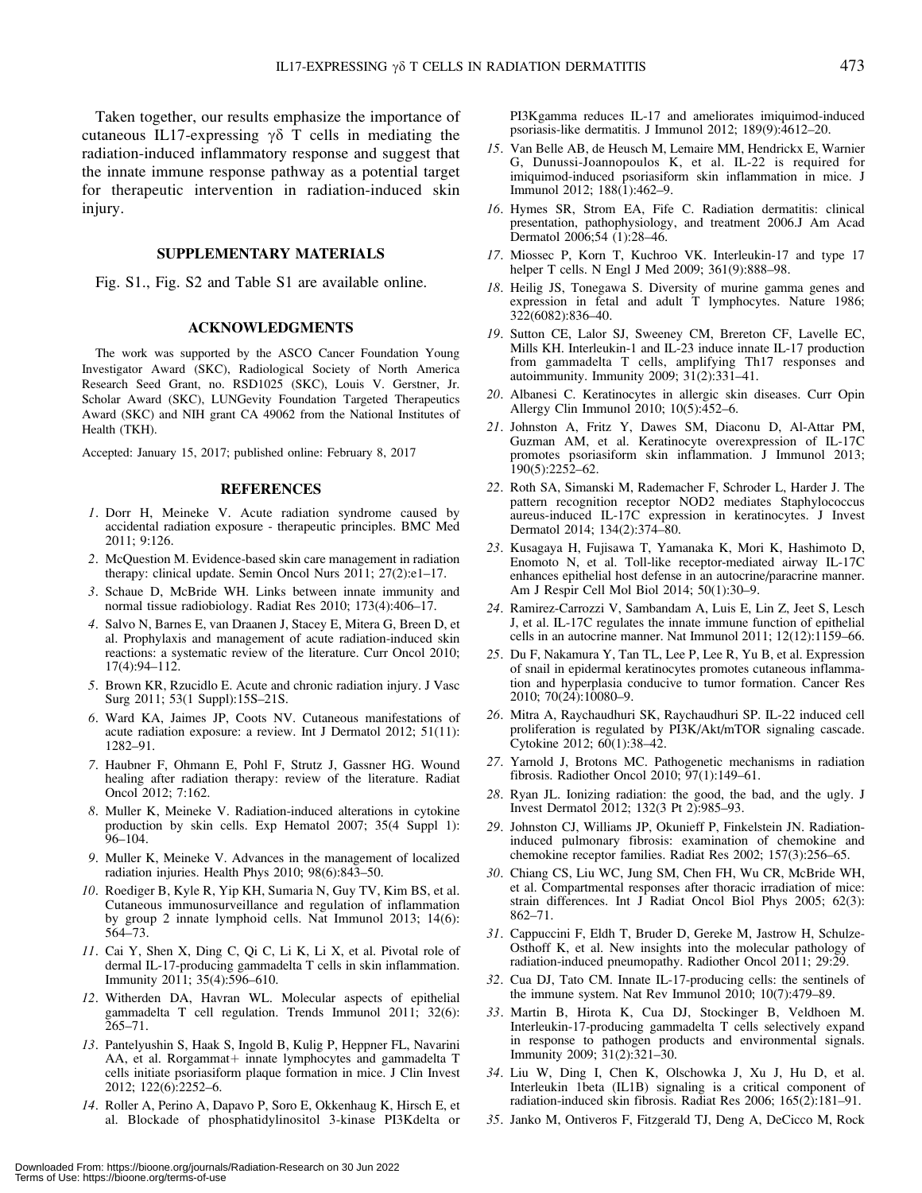Taken together, our results emphasize the importance of cutaneous IL17-expressing γδ T cells in mediating the radiation-induced inflammatory response and suggest that the innate immune response pathway as a potential target for therapeutic intervention in radiation-induced skin injury.

## SUPPLEMENTARY MATERIALS

Fig. S1., Fig. S2 and Table S1 are available online.

## ACKNOWLEDGMENTS

The work was supported by the ASCO Cancer Foundation Young Investigator Award (SKC), Radiological Society of North America Research Seed Grant, no. RSD1025 (SKC), Louis V. Gerstner, Jr. Scholar Award (SKC), LUNGevity Foundation Targeted Therapeutics Award (SKC) and NIH grant CA 49062 from the National Institutes of Health (TKH).

Accepted: January 15, 2017; published online: February 8, 2017

## REFERENCES

1. Dorr H, Meineke V. Acute radiation syndrome caused by accidental radiation exposure - therapeutic principles. BMC Med 2011; 9:126.
2. McQuestion M. Evidence-based skin care management in radiation therapy: clinical update. Semin Oncol Nurs 2011; 27(2):e1–17.
3. Schaue D, McBride WH. Links between innate immunity and normal tissue radiobiology. Radiat Res 2010; 173(4):406–17.
4. Salvo N, Barnes E, van Draanen J, Stacey E, Mitera G, Breen D, et al. Prophylaxis and management of acute radiation-induced skin reactions: a systematic review of the literature. Curr Oncol 2010; 17(4):94–112.
5. Brown KR, Rzucidlo E. Acute and chronic radiation injury. J Vasc Surg 2011; 53(1 Suppl):15S–21S.
6. Ward KA, Jaimes JP, Coots NV. Cutaneous manifestations of acute radiation exposure: a review. Int J Dermatol 2012; 51(11): 1282–91.
7. Haubner F, Ohmann E, Pohl F, Strutz J, Gassner HG. Wound healing after radiation therapy: review of the literature. Radiat Oncol 2012; 7:162.
8. Muller K, Meineke V. Radiation-induced alterations in cytokine production by skin cells. Exp Hematol 2007; 35(4 Suppl 1): 96–104.
9. Muller K, Meineke V. Advances in the management of localized radiation injuries. Health Phys 2010; 98(6):843–50.
10. Roediger B, Kyle R, Yip KH, Sumaria N, Guy TV, Kim BS, et al. Cutaneous immunosurveillance and regulation of inflammation by group 2 innate lymphoid cells. Nat Immunol 2013; 14(6): 564–73.
11. Cai Y, Shen X, Ding C, Qi C, Li K, Li X, et al. Pivotal role of dermal IL-17-producing gammadelta T cells in skin inflammation. Immunity 2011; 35(4):596–610.
12. Witherden DA, Havran WL. Molecular aspects of epithelial gammadelta T cell regulation. Trends Immunol 2011; 32(6): 265–71.
13. Pantelyushin S, Haak S, Ingold B, Kulig P, Heppner FL, Navarini AA, et al. Rorgammat+ innate lymphocytes and gammadelta T cells initiate psoriasiform plaque formation in mice. J Clin Invest 2012; 122(6):2252–6.
14. Roller A, Perino A, Dapavo P, Soro E, Okkenhaug K, Hirsch E, et al. Blockade of phosphatidylinositol 3-kinase PI3Kdelta or PI3Kgamma reduces IL-17 and ameliorates imiquimod-induced psoriasis-like dermatitis. J Immunol 2012; 189(9):4612–20.
15. Van Belle AB, de Heusch M, Lemaire MM, Hendrickx E, Warnier G, Dunussi-Joannopoulos K, et al. IL-22 is required for imiquimod-induced psoriasiform skin inflammation in mice. J Immunol 2012; 188(1):462–9.
16. Hymes SR, Strom EA, Fife C. Radiation dermatitis: clinical presentation, pathophysiology, and treatment 2006.J Am Acad Dermatol 2006;54 (1):28–46.
17. Miossec P, Korn T, Kuchroo VK. Interleukin-17 and type 17 helper T cells. N Engl J Med 2009; 361(9):888–98.
18. Heilig JS, Tonegawa S. Diversity of murine gamma genes and expression in fetal and adult T lymphocytes. Nature 1986; 322(6082):836–40.
19. Sutton CE, Lalor SJ, Sweeney CM, Brereton CF, Lavelle EC, Mills KH. Interleukin-1 and IL-23 induce innate IL-17 production from gammadelta T cells, amplifying Th17 responses and autoimmunity. Immunity 2009; 31(2):331–41.
20. Albanesi C. Keratinocytes in allergic skin diseases. Curr Opin Allergy Clin Immunol 2010; 10(5):452–6.
21. Johnston A, Fritz Y, Dawes SM, Diaconu D, Al-Attar PM, Guzman AM, et al. Keratinocyte overexpression of IL-17C promotes psoriasiform skin inflammation. J Immunol 2013; 190(5):2252–62.
22. Roth SA, Simanski M, Rademacher F, Schroder L, Harder J. The pattern recognition receptor NOD2 mediates Staphylococcus aureus-induced IL-17C expression in keratinocytes. J Invest Dermatol 2014; 134(2):374–80.
23. Kusagaya H, Fujisawa T, Yamanaka K, Mori K, Hashimoto D, Enomoto N, et al. Toll-like receptor-mediated airway IL-17C enhances epithelial host defense in an autocrine/paracrine manner. Am J Respir Cell Mol Biol 2014; 50(1):30–9.
24. Ramirez-Carrozzi V, Sambandam A, Luis E, Lin Z, Jeet S, Lesch J, et al. IL-17C regulates the innate immune function of epithelial cells in an autocrine manner. Nat Immunol 2011; 12(12):1159–66.
25. Du F, Nakamura Y, Tan TL, Lee P, Lee R, Yu B, et al. Expression of snail in epidermal keratinocytes promotes cutaneous inflammation and hyperplasia conducive to tumor formation. Cancer Res 2010; 70(24):10080–9.
26. Mitra A, Raychaudhuri SK, Raychaudhuri SP. IL-22 induced cell proliferation is regulated by PI3K/Akt/mTOR signaling cascade. Cytokine 2012; 60(1):38–42.
27. Yarnold J, Brotons MC. Pathogenetic mechanisms in radiation fibrosis. Radiother Oncol 2010; 97(1):149–61.
28. Ryan JL. Ionizing radiation: the good, the bad, and the ugly. J Invest Dermatol 2012; 132(3 Pt 2):985–93.
29. Johnston CJ, Williams JP, Okunieff P, Finkelstein JN. Radiation-induced pulmonary fibrosis: examination of chemokine and chemokine receptor families. Radiat Res 2002; 157(3):256–65.
30. Chiang CS, Liu WC, Jung SM, Chen FH, Wu CR, McBride WH, et al. Compartmental responses after thoracic irradiation of mice: strain differences. Int J Radiat Oncol Biol Phys 2005; 62(3): 862–71.
31. Cappuccini F, Eldh T, Bruder D, Gereke M, Jastrow H, Schulze-Osthoff K, et al. New insights into the molecular pathology of radiation-induced pneumopathy. Radiother Oncol 2011; 29:29.
32. Cua DJ, Tato CM. Innate IL-17-producing cells: the sentinels of the immune system. Nat Rev Immunol 2010; 10(7):479–89.
33. Martin B, Hirota K, Cua DJ, Stockinger B, Veldhoen M. Interleukin-17-producing gammadelta T cells selectively expand in response to pathogen products and environmental signals. Immunity 2009; 31(2):321–30.
34. Liu W, Ding I, Chen K, Olschowka J, Xu J, Hu D, et al. Interleukin 1beta (IL1B) signaling is a critical component of radiation-induced skin fibrosis. Radiat Res 2006; 165(2):181–91.
35. Janko M, Ontiveros F, Fitzgerald TJ, Deng A, DeCicco M, Rock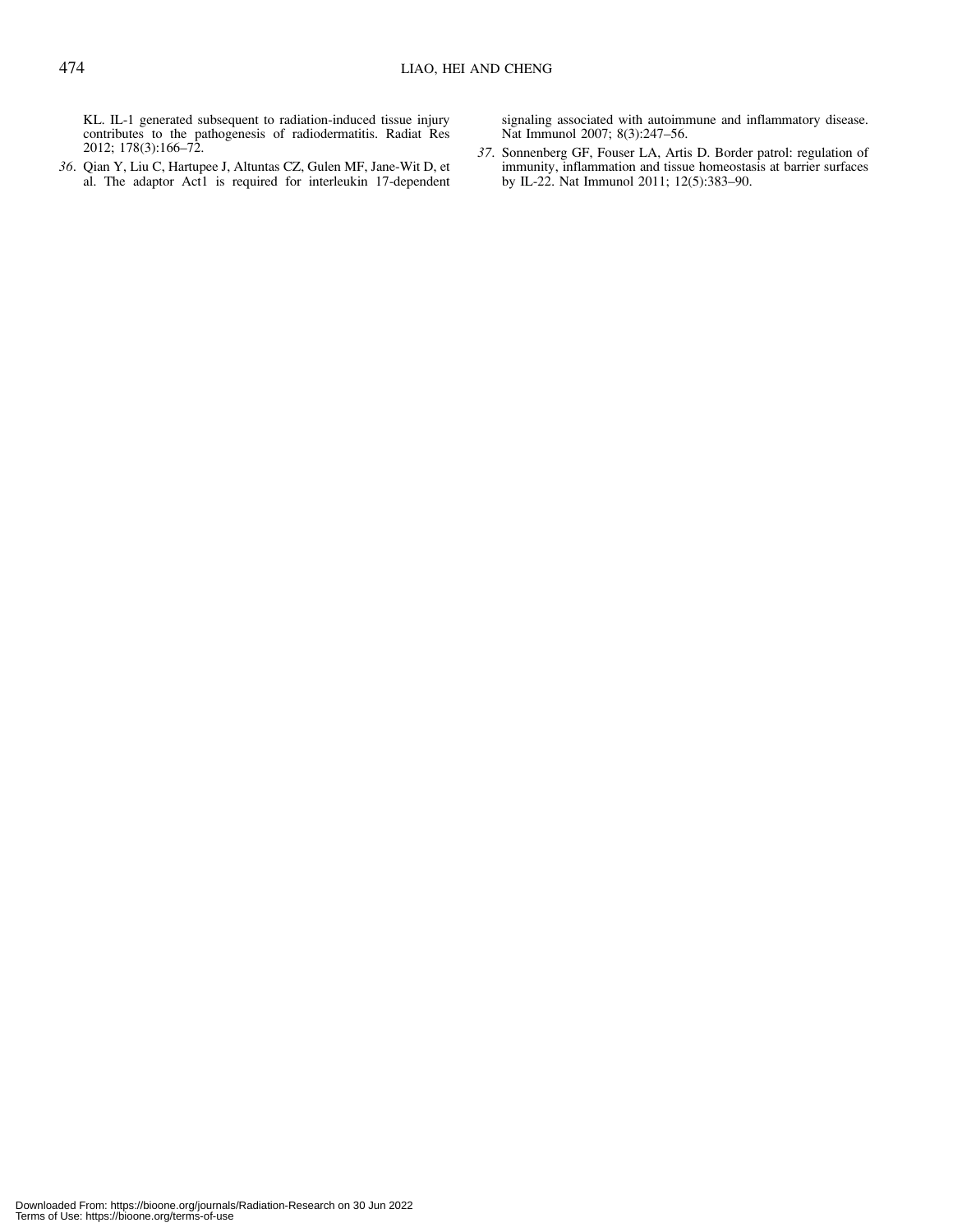KL. IL-1 generated subsequent to radiation-induced tissue injury contributes to the pathogenesis of radiodermatitis. Radiat Res 2012; 178(3):166–72.

36. Qian Y, Liu C, Hartupee J, Altuntas CZ, Gulen MF, Jane-Wit D, et al. The adaptor Act1 is required for interleukin 17-dependent signaling associated with autoimmune and inflammatory disease. Nat Immunol 2007; 8(3):247–56.

37. Sonnenberg GF, Fouser LA, Artis D. Border patrol: regulation of immunity, inflammation and tissue homeostasis at barrier surfaces by IL-22. Nat Immunol 2011; 12(5):383–90.

Downloaded From: https://bioone.org/journals/Radiation-Research on 30 Jun 2022
Terms of Use: https://bioone.org/terms-of-use